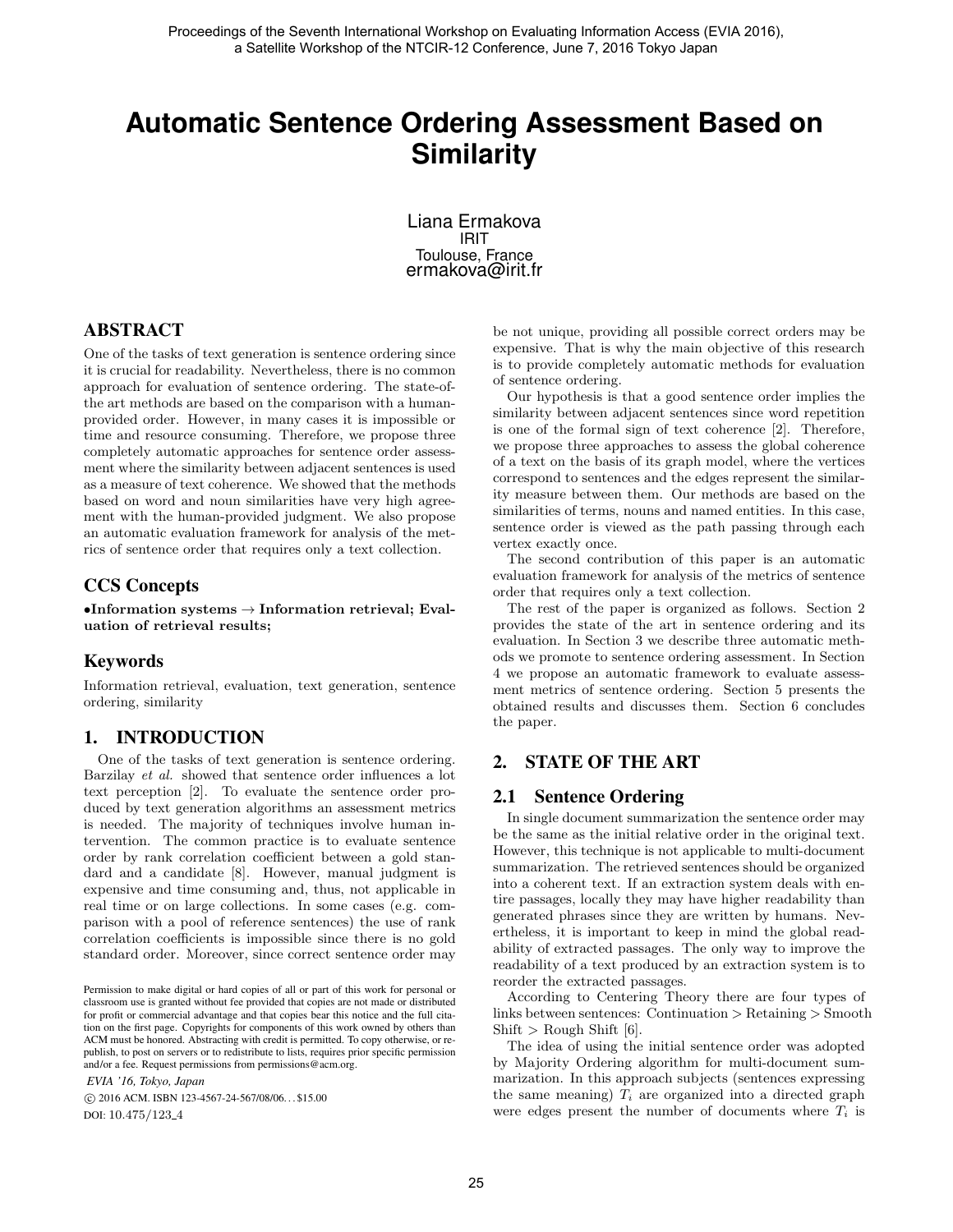# Automatic Sentence Ordering Assessment Based on Similarity

Liana Ermakova
IRIT
Toulouse, France
ermakova@irit.fr

## ABSTRACT

One of the tasks of text generation is sentence ordering since it is crucial for readability. Nevertheless, there is no common approach for evaluation of sentence ordering. The state-of-the art methods are based on the comparison with a human-provided order. However, in many cases it is impossible or time and resource consuming. Therefore, we propose three completely automatic approaches for sentence order assessment where the similarity between adjacent sentences is used as a measure of text coherence. We showed that the methods based on word and noun similarities have very high agreement with the human-provided judgment. We also propose an automatic evaluation framework for analysis of the metrics of sentence order that requires only a text collection.

## CCS Concepts

•**Information systems** → **Information retrieval; Evaluation of retrieval results;**

## Keywords

Information retrieval, evaluation, text generation, sentence ordering, similarity

## 1. INTRODUCTION

One of the tasks of text generation is sentence ordering. Barzilay *et al.* showed that sentence order influences a lot text perception [2]. To evaluate the sentence order produced by text generation algorithms an assessment metrics is needed. The majority of techniques involve human intervention. The common practice is to evaluate sentence order by rank correlation coefficient between a gold standard and a candidate [8]. However, manual judgment is expensive and time consuming and, thus, not applicable in real time or on large collections. In some cases (e.g. comparison with a pool of reference sentences) the use of rank correlation coefficients is impossible since there is no gold standard order. Moreover, since correct sentence order may be not unique, providing all possible correct orders may be expensive. That is why the main objective of this research is to provide completely automatic methods for evaluation of sentence ordering.

Our hypothesis is that a good sentence order implies the similarity between adjacent sentences since word repetition is one of the formal sign of text coherence [2]. Therefore, we propose three approaches to assess the global coherence of a text on the basis of its graph model, where the vertices correspond to sentences and the edges represent the similarity measure between them. Our methods are based on the similarities of terms, nouns and named entities. In this case, sentence order is viewed as the path passing through each vertex exactly once.

The second contribution of this paper is an automatic evaluation framework for analysis of the metrics of sentence order that requires only a text collection.

The rest of the paper is organized as follows. Section 2 provides the state of the art in sentence ordering and its evaluation. In Section 3 we describe three automatic methods we promote to sentence ordering assessment. In Section 4 we propose an automatic framework to evaluate assessment metrics of sentence ordering. Section 5 presents the obtained results and discusses them. Section 6 concludes the paper.

## 2. STATE OF THE ART

### 2.1 Sentence Ordering

In single document summarization the sentence order may be the same as the initial relative order in the original text. However, this technique is not applicable to multi-document summarization. The retrieved sentences should be organized into a coherent text. If an extraction system deals with entire passages, locally they may have higher readability than generated phrases since they are written by humans. Nevertheless, it is important to keep in mind the global readability of extracted passages. The only way to improve the readability of a text produced by an extraction system is to reorder the extracted passages.

According to Centering Theory there are four types of links between sentences: Continuation > Retaining > Smooth Shift > Rough Shift [6].

The idea of using the initial sentence order was adopted by Majority Ordering algorithm for multi-document summarization. In this approach subjects (sentences expressing the same meaning) $T_i$ are organized into a directed graph were edges present the number of documents where $T_i$ is

Permission to make digital or hard copies of all or part of this work for personal or classroom use is granted without fee provided that copies are not made or distributed for profit or commercial advantage and that copies bear this notice and the full citation on the first page. Copyrights for components of this work owned by others than ACM must be honored. Abstracting with credit is permitted. To copy otherwise, or republish, to post on servers or to redistribute to lists, requires prior specific permission and/or a fee. Request permissions from permissions@acm.org.

*EVIA '16, Tokyo, Japan*

© 2016 ACM. ISBN 123-4567-24-567/08/06...$15.00

DOI: 10.475/123_4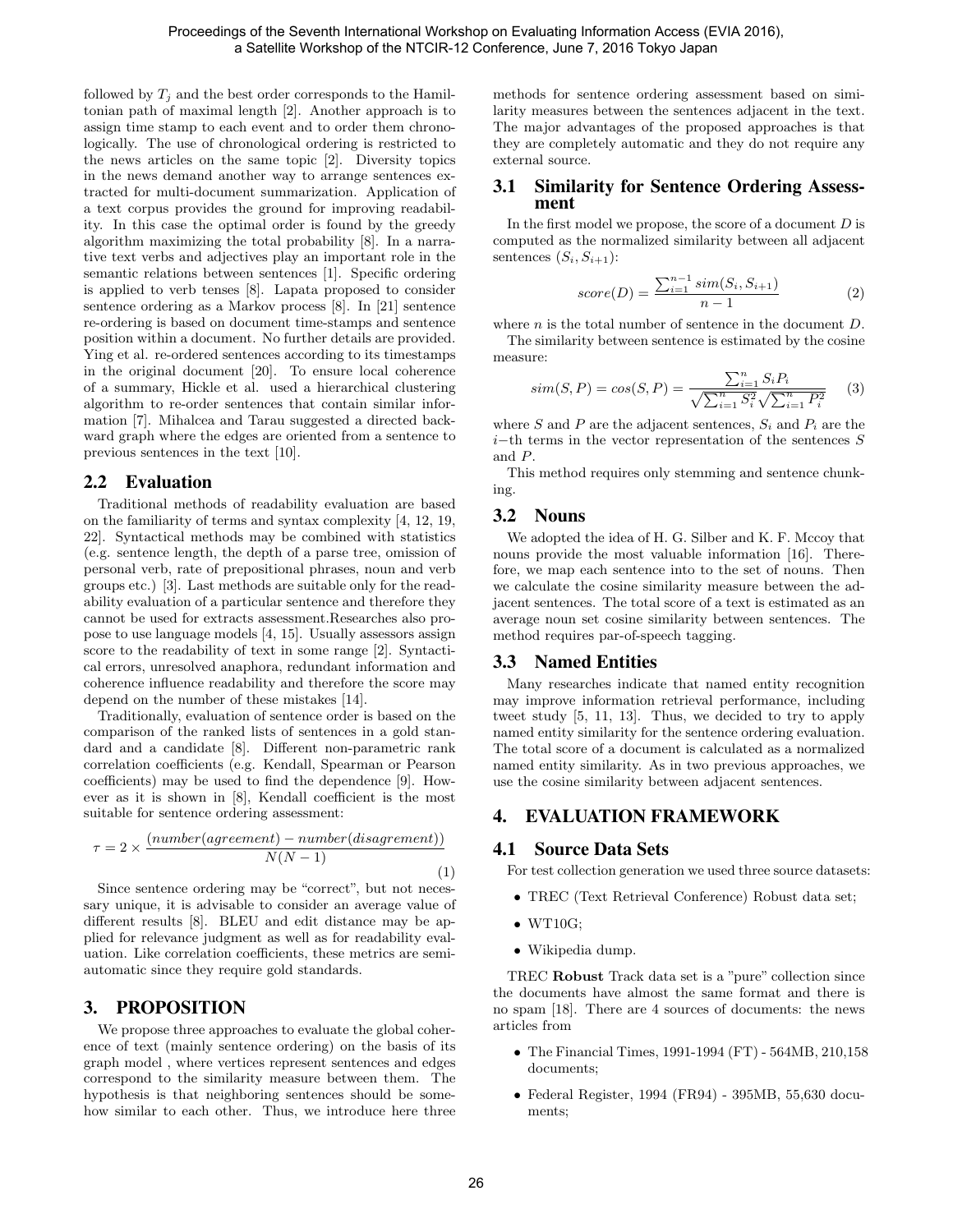followed by $T_j$ and the best order corresponds to the Hamiltonian path of maximal length [2]. Another approach is to assign time stamp to each event and to order them chronologically. The use of chronological ordering is restricted to the news articles on the same topic [2]. Diversity topics in the news demand another way to arrange sentences extracted for multi-document summarization. Application of a text corpus provides the ground for improving readability. In this case the optimal order is found by the greedy algorithm maximizing the total probability [8]. In a narrative text verbs and adjectives play an important role in the semantic relations between sentences [1]. Specific ordering is applied to verb tenses [8]. Lapata proposed to consider sentence ordering as a Markov process [8]. In [21] sentence re-ordering is based on document time-stamps and sentence position within a document. No further details are provided. Ying et al. re-ordered sentences according to its timestamps in the original document [20]. To ensure local coherence of a summary, Hickle et al. used a hierarchical clustering algorithm to re-order sentences that contain similar information [7]. Mihalcea and Tarau suggested a directed backward graph where the edges are oriented from a sentence to previous sentences in the text [10].

### 2.2 Evaluation

Traditional methods of readability evaluation are based on the familiarity of terms and syntax complexity [4, 12, 19, 22]. Syntactical methods may be combined with statistics (e.g. sentence length, the depth of a parse tree, omission of personal verb, rate of prepositional phrases, noun and verb groups etc.) [3]. Last methods are suitable only for the readability evaluation of a particular sentence and therefore they cannot be used for extracts assessment.Researches also propose to use language models [4, 15]. Usually assessors assign score to the readability of text in some range [2]. Syntactical errors, unresolved anaphora, redundant information and coherence influence readability and therefore the score may depend on the number of these mistakes [14].

Traditionally, evaluation of sentence order is based on the comparison of the ranked lists of sentences in a gold standard and a candidate [8]. Different non-parametric rank correlation coefficients (e.g. Kendall, Spearman or Pearson coefficients) may be used to find the dependence [9]. However as it is shown in [8], Kendall coefficient is the most suitable for sentence ordering assessment:

$$\tau = 2 \times \frac{(number(agreement) - number(disagreement))}{N(N-1)} \quad (1)$$

Since sentence ordering may be "correct", but not necessary unique, it is advisable to consider an average value of different results [8]. BLEU and edit distance may be applied for relevance judgment as well as for readability evaluation. Like correlation coefficients, these metrics are semi-automatic since they require gold standards.

## 3. PROPOSITION

We propose three approaches to evaluate the global coherence of text (mainly sentence ordering) on the basis of its graph model , where vertices represent sentences and edges correspond to the similarity measure between them. The hypothesis is that neighboring sentences should be somehow similar to each other. Thus, we introduce here three methods for sentence ordering assessment based on similarity measures between the sentences adjacent in the text. The major advantages of the proposed approaches is that they are completely automatic and they do not require any external source.

### 3.1 Similarity for Sentence Ordering Assessment

In the first model we propose, the score of a document $D$ is computed as the normalized similarity between all adjacent sentences $(S_i, S_{i+1})$:

$$score(D) = \frac{\sum_{i=1}^{n-1} sim(S_i, S_{i+1})}{n-1} \quad (2)$$

where $n$ is the total number of sentence in the document $D$.

The similarity between sentence is estimated by the cosine measure:

$$sim(S, P) = cos(S, P) = \frac{\sum_{i=1}^{n} S_i P_i}{\sqrt{\sum_{i=1}^{n} S_i^2}\sqrt{\sum_{i=1}^{n} P_i^2}} \quad (3)$$

where $S$ and $P$ are the adjacent sentences, $S_i$ and $P_i$ are the $i$−th terms in the vector representation of the sentences $S$ and $P$.

This method requires only stemming and sentence chunking.

### 3.2 Nouns

We adopted the idea of H. G. Silber and K. F. Mccoy that nouns provide the most valuable information [16]. Therefore, we map each sentence into to the set of nouns. Then we calculate the cosine similarity measure between the adjacent sentences. The total score of a text is estimated as an average noun set cosine similarity between sentences. The method requires par-of-speech tagging.

### 3.3 Named Entities

Many researches indicate that named entity recognition may improve information retrieval performance, including tweet study [5, 11, 13]. Thus, we decided to try to apply named entity similarity for the sentence ordering evaluation. The total score of a document is calculated as a normalized named entity similarity. As in two previous approaches, we use the cosine similarity between adjacent sentences.

## 4. EVALUATION FRAMEWORK

### 4.1 Source Data Sets

For test collection generation we used three source datasets:

- TREC (Text Retrieval Conference) Robust data set;
- WT10G;
- Wikipedia dump.

TREC **Robust** Track data set is a "pure" collection since the documents have almost the same format and there is no spam [18]. There are 4 sources of documents: the news articles from

- The Financial Times, 1991-1994 (FT) - 564MB, 210,158 documents;
- Federal Register, 1994 (FR94) - 395MB, 55,630 documents;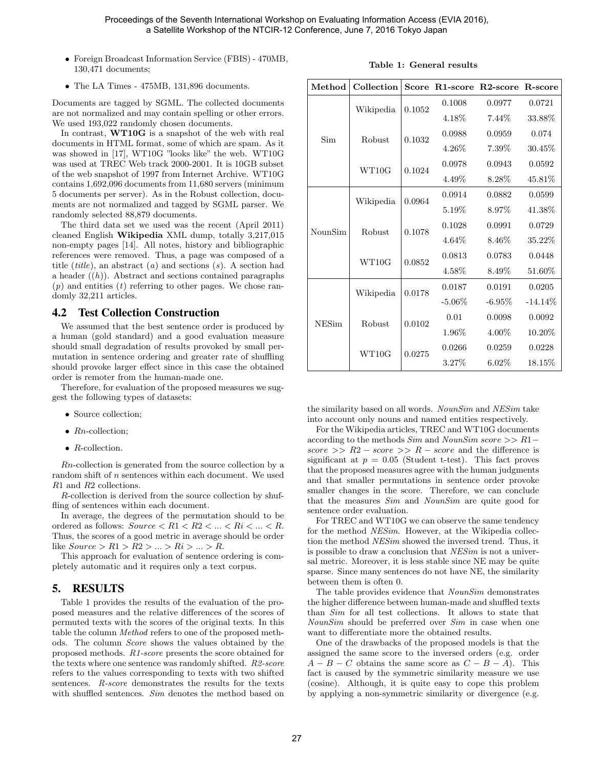- Foreign Broadcast Information Service (FBIS) - 470MB, 130,471 documents;
- The LA Times - 475MB, 131,896 documents.

Documents are tagged by SGML. The collected documents are not normalized and may contain spelling or other errors. We used 193,022 randomly chosen documents.

In contrast, **WT10G** is a snapshot of the web with real documents in HTML format, some of which are spam. As it was showed in [17], WT10G "looks like" the web. WT10G was used at TREC Web track 2000-2001. It is 10GB subset of the web snapshot of 1997 from Internet Archive. WT10G contains 1,692,096 documents from 11,680 servers (minimum 5 documents per server). As in the Robust collection, documents are not normalized and tagged by SGML parser. We randomly selected 88,879 documents.

The third data set we used was the recent (April 2011) cleaned English **Wikipedia** XML dump, totally 3,217,015 non-empty pages [14]. All notes, history and bibliographic references were removed. Thus, a page was composed of a title (*title*), an abstract (*a*) and sections (*s*). A section had a header ((*h*)). Abstract and sections contained paragraphs (*p*) and entities (*t*) referring to other pages. We chose randomly 32,211 articles.

## 4.2 Test Collection Construction

We assumed that the best sentence order is produced by a human (gold standard) and a good evaluation measure should small degradation of results provoked by small permutation in sentence ordering and greater rate of shuffling should provoke larger effect since in this case the obtained order is remoter from the human-made one.

Therefore, for evaluation of the proposed measures we suggest the following types of datasets:

- Source collection;
- *Rn*-collection;
- *R*-collection.

*Rn*-collection is generated from the source collection by a random shift of *n* sentences within each document. We used *R*1 and *R*2 collections.

*R*-collection is derived from the source collection by shuffling of sentences within each document.

In average, the degrees of the permutation should to be ordered as follows: $Source < R1 < R2 < ... < Ri < ... < R$. Thus, the scores of a good metric in average should be order like $Source > R1 > R2 > ... > Ri > ... > R$.

This approach for evaluation of sentence ordering is completely automatic and it requires only a text corpus.

# 5. RESULTS

Table 1 provides the results of the evaluation of the proposed measures and the relative differences of the scores of permuted texts with the scores of the original texts. In this table the column *Method* refers to one of the proposed methods. The column *Score* shows the values obtained by the proposed methods. *R1-score* presents the score obtained for the texts where one sentence was randomly shifted. *R2-score* refers to the values corresponding to texts with two shifted sentences. *R-score* demonstrates the results for the texts with shuffled sentences. *Sim* denotes the method based on the similarity based on all words. *NounSim* and *NESim* take into account only nouns and named entities respectively.

**Table 1: General results**

| Method | Collection | Score | R1-score | R2-score | R-score |
|---|---|---|---|---|---|
| Sim | Wikipedia | 0.1052 | 0.1008 | 0.0977 | 0.0721 |
| | | | 4.18% | 7.44% | 33.88% |
| | Robust | 0.1032 | 0.0988 | 0.0959 | 0.074 |
| | | | 4.26% | 7.39% | 30.45% |
| | WT10G | 0.1024 | 0.0978 | 0.0943 | 0.0592 |
| | | | 4.49% | 8.28% | 45.81% |
| NounSim | Wikipedia | 0.0964 | 0.0914 | 0.0882 | 0.0599 |
| | | | 5.19% | 8.97% | 41.38% |
| | Robust | 0.1078 | 0.1028 | 0.0991 | 0.0729 |
| | | | 4.64% | 8.46% | 35.22% |
| | WT10G | 0.0852 | 0.0813 | 0.0783 | 0.0448 |
| | | | 4.58% | 8.49% | 51.60% |
| NESim | Wikipedia | 0.0178 | 0.0187 | 0.0191 | 0.0205 |
| | | | -5.06% | -6.95% | -14.14% |
| | Robust | 0.0102 | 0.01 | 0.0098 | 0.0092 |
| | | | 1.96% | 4.00% | 10.20% |
| | WT10G | 0.0275 | 0.0266 | 0.0259 | 0.0228 |
| | | | 3.27% | 6.02% | 18.15% |

For the Wikipedia articles, TREC and WT10G documents according to the methods *Sim* and *NounSim* $score >> R1-score >> R2-score >> R-score$ and the difference is significant at $p = 0.05$ (Student t-test). This fact proves that the proposed measures agree with the human judgments and that smaller permutations in sentence order provoke smaller changes in the score. Therefore, we can conclude that the measures *Sim* and *NounSim* are quite good for sentence order evaluation.

For TREC and WT10G we can observe the same tendency for the method *NESim*. However, at the Wikipedia collection the method *NESim* showed the inversed trend. Thus, it is possible to draw a conclusion that *NESim* is not a universal metric. Moreover, it is less stable since NE may be quite sparse. Since many sentences do not have NE, the similarity between them is often 0.

The table provides evidence that *NounSim* demonstrates the higher difference between human-made and shuffled texts than *Sim* for all test collections. It allows to state that *NounSim* should be preferred over *Sim* in case when one want to differentiate more the obtained results.

One of the drawbacks of the proposed models is that the assigned the same score to the inversed orders (e.g. order $A - B - C$ obtains the same score as $C - B - A$). This fact is caused by the symmetric similarity measure we use (cosine). Although, it is quite easy to cope this problem by applying a non-symmetric similarity or divergence (e.g.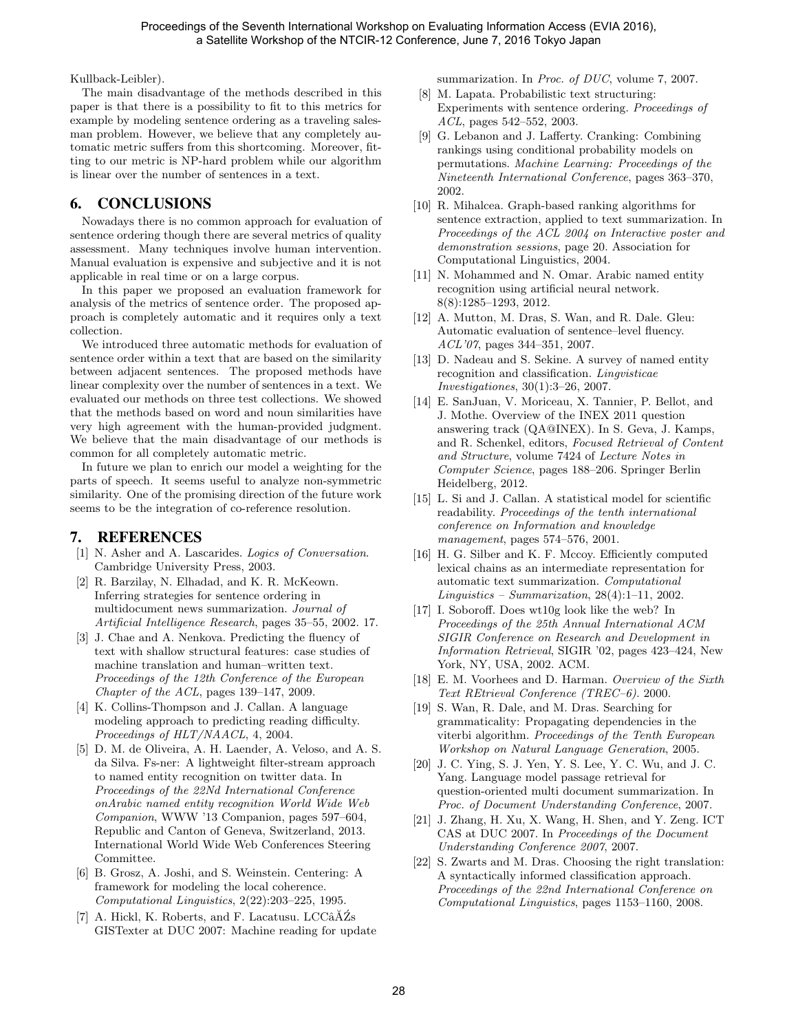Kullback-Leibler).

The main disadvantage of the methods described in this paper is that there is a possibility to fit to this metrics for example by modeling sentence ordering as a traveling salesman problem. However, we believe that any completely automatic metric suffers from this shortcoming. Moreover, fitting to our metric is NP-hard problem while our algorithm is linear over the number of sentences in a text.

## 6. CONCLUSIONS

Nowadays there is no common approach for evaluation of sentence ordering though there are several metrics of quality assessment. Many techniques involve human intervention. Manual evaluation is expensive and subjective and it is not applicable in real time or on a large corpus.

In this paper we proposed an evaluation framework for analysis of the metrics of sentence order. The proposed approach is completely automatic and it requires only a text collection.

We introduced three automatic methods for evaluation of sentence order within a text that are based on the similarity between adjacent sentences. The proposed methods have linear complexity over the number of sentences in a text. We evaluated our methods on three test collections. We showed that the methods based on word and noun similarities have very high agreement with the human-provided judgment. We believe that the main disadvantage of our methods is common for all completely automatic metric.

In future we plan to enrich our model a weighting for the parts of speech. It seems useful to analyze non-symmetric similarity. One of the promising direction of the future work seems to be the integration of co-reference resolution.

## 7. REFERENCES

[1] N. Asher and A. Lascarides. *Logics of Conversation*. Cambridge University Press, 2003.

[2] R. Barzilay, N. Elhadad, and K. R. McKeown. Inferring strategies for sentence ordering in multidocument news summarization. *Journal of Artificial Intelligence Research*, pages 35–55, 2002. 17.

[3] J. Chae and A. Nenkova. Predicting the fluency of text with shallow structural features: case studies of machine translation and human–written text. *Proceedings of the 12th Conference of the European Chapter of the ACL*, pages 139–147, 2009.

[4] K. Collins-Thompson and J. Callan. A language modeling approach to predicting reading difficulty. *Proceedings of HLT/NAACL*, 4, 2004.

[5] D. M. de Oliveira, A. H. Laender, A. Veloso, and A. S. da Silva. Fs-ner: A lightweight filter-stream approach to named entity recognition on twitter data. In *Proceedings of the 22Nd International Conference onArabic named entity recognition World Wide Web Companion*, WWW '13 Companion, pages 597–604, Republic and Canton of Geneva, Switzerland, 2013. International World Wide Web Conferences Steering Committee.

[6] B. Grosz, A. Joshi, and S. Weinstein. Centering: A framework for modeling the local coherence. *Computational Linguistics*, 2(22):203–225, 1995.

[7] A. Hickl, K. Roberts, and F. Lacatusu. LCCâĂŹs GISTexter at DUC 2007: Machine reading for update summarization. In *Proc. of DUC*, volume 7, 2007.

[8] M. Lapata. Probabilistic text structuring: Experiments with sentence ordering. *Proceedings of ACL*, pages 542–552, 2003.

[9] G. Lebanon and J. Lafferty. Cranking: Combining rankings using conditional probability models on permutations. *Machine Learning: Proceedings of the Nineteenth International Conference*, pages 363–370, 2002.

[10] R. Mihalcea. Graph-based ranking algorithms for sentence extraction, applied to text summarization. In *Proceedings of the ACL 2004 on Interactive poster and demonstration sessions*, page 20. Association for Computational Linguistics, 2004.

[11] N. Mohammed and N. Omar. Arabic named entity recognition using artificial neural network. 8(8):1285–1293, 2012.

[12] A. Mutton, M. Dras, S. Wan, and R. Dale. Gleu: Automatic evaluation of sentence–level fluency. *ACL'07*, pages 344–351, 2007.

[13] D. Nadeau and S. Sekine. A survey of named entity recognition and classification. *Lingvisticae Investigationes*, 30(1):3–26, 2007.

[14] E. SanJuan, V. Moriceau, X. Tannier, P. Bellot, and J. Mothe. Overview of the INEX 2011 question answering track (QA@INEX). In S. Geva, J. Kamps, and R. Schenkel, editors, *Focused Retrieval of Content and Structure*, volume 7424 of *Lecture Notes in Computer Science*, pages 188–206. Springer Berlin Heidelberg, 2012.

[15] L. Si and J. Callan. A statistical model for scientific readability. *Proceedings of the tenth international conference on Information and knowledge management*, pages 574–576, 2001.

[16] H. G. Silber and K. F. Mccoy. Efficiently computed lexical chains as an intermediate representation for automatic text summarization. *Computational Linguistics – Summarization*, 28(4):1–11, 2002.

[17] I. Soboroff. Does wt10g look like the web? In *Proceedings of the 25th Annual International ACM SIGIR Conference on Research and Development in Information Retrieval*, SIGIR '02, pages 423–424, New York, NY, USA, 2002. ACM.

[18] E. M. Voorhees and D. Harman. *Overview of the Sixth Text REtrieval Conference (TREC–6)*. 2000.

[19] S. Wan, R. Dale, and M. Dras. Searching for grammaticality: Propagating dependencies in the viterbi algorithm. *Proceedings of the Tenth European Workshop on Natural Language Generation*, 2005.

[20] J. C. Ying, S. J. Yen, Y. S. Lee, Y. C. Wu, and J. C. Yang. Language model passage retrieval for question-oriented multi document summarization. In *Proc. of Document Understanding Conference*, 2007.

[21] J. Zhang, H. Xu, X. Wang, H. Shen, and Y. Zeng. ICT CAS at DUC 2007. In *Proceedings of the Document Understanding Conference 2007*, 2007.

[22] S. Zwarts and M. Dras. Choosing the right translation: A syntactically informed classification approach. *Proceedings of the 22nd International Conference on Computational Linguistics*, pages 1153–1160, 2008.